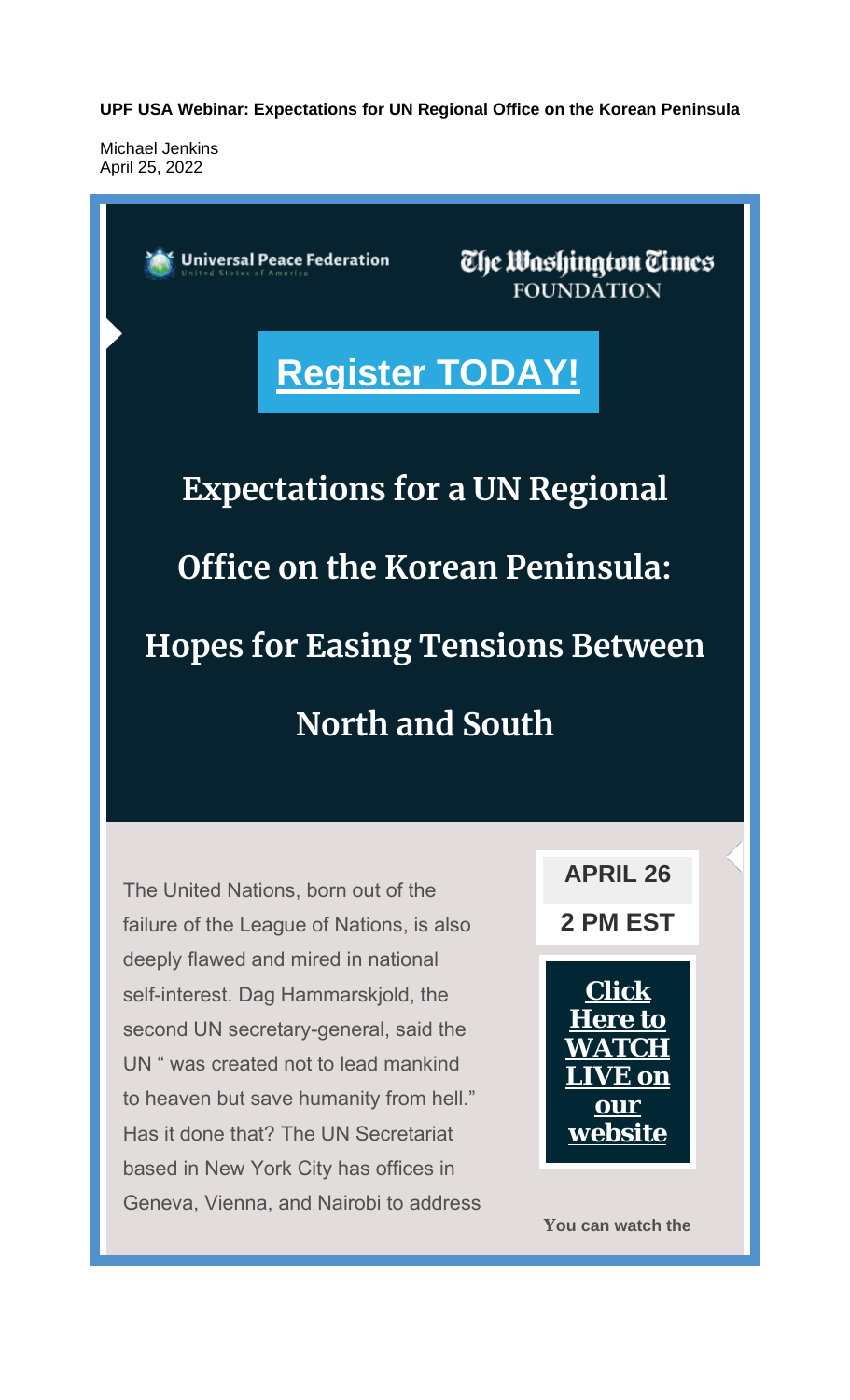**UPF USA Webinar: Expectations for UN Regional Office on the Korean Peninsula**

Michael Jenkins
April 25, 2022

Universal Peace Federation
United States of America

The Washington Times
FOUNDATION

**Register TODAY!**

# Expectations for a UN Regional Office on the Korean Peninsula: Hopes for Easing Tensions Between North and South

**APRIL 26**

**2 PM EST**

**Click Here to WATCH LIVE on our website**

The United Nations, born out of the failure of the League of Nations, is also deeply flawed and mired in national self-interest. Dag Hammarskjold, the second UN secretary-general, said the UN " was created not to lead mankind to heaven but save humanity from hell." Has it done that? The UN Secretariat based in New York City has offices in Geneva, Vienna, and Nairobi to address

**You can watch the**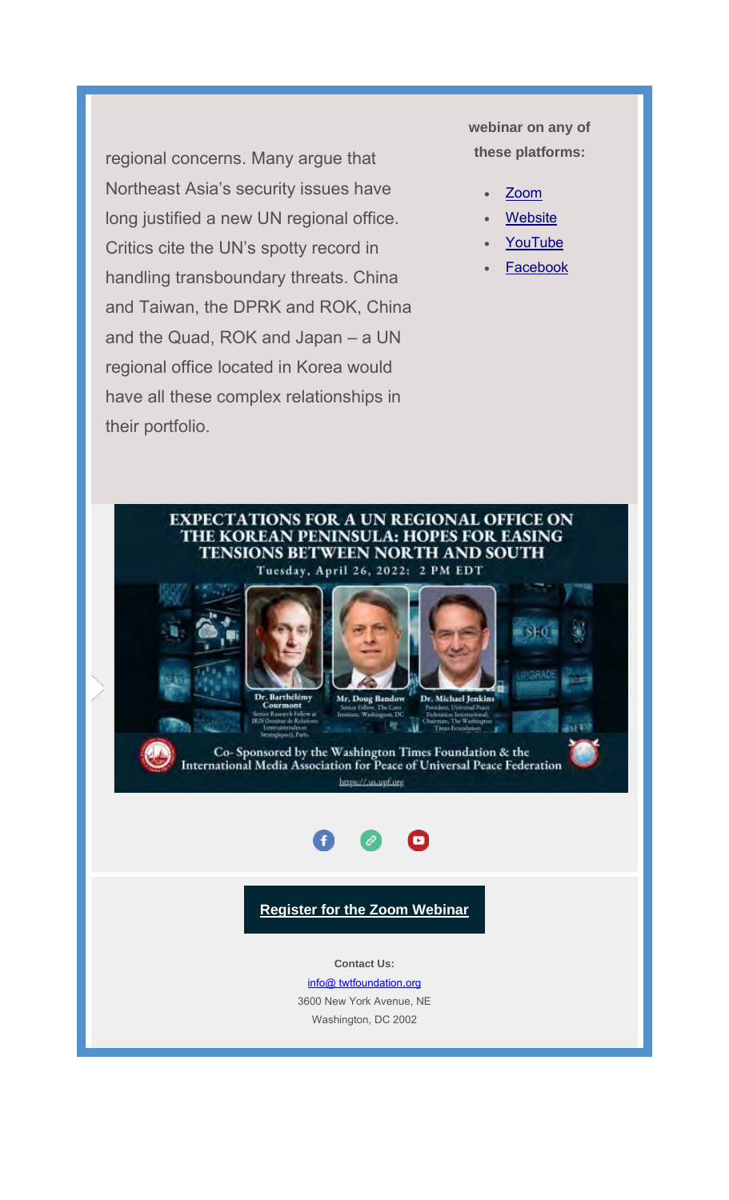regional concerns. Many argue that Northeast Asia's security issues have long justified a new UN regional office. Critics cite the UN's spotty record in handling transboundary threats. China and Taiwan, the DPRK and ROK, China and the Quad, ROK and Japan – a UN regional office located in Korea would have all these complex relationships in their portfolio.

**webinar on any of these platforms:**

- Zoom
- Website
- YouTube
- Facebook

EXPECTATIONS FOR A UN REGIONAL OFFICE ON THE KOREAN PENINSULA: HOPES FOR EASING TENSIONS BETWEEN NORTH AND SOUTH

Tuesday, April 26, 2022: 2 PM EDT

Dr. Barthélémy Courmont
Senior Research Fellow at IRIS (Institut de Relations Internationales et Stratégiques), Paris

Mr. Doug Bandow
Senior Fellow, The Cato Institute, Washington, DC

Dr. Michael Jenkins
President, Universal Peace Federation International; Chairman, The Washington Times Foundation

Co-Sponsored by the Washington Times Foundation & the International Media Association for Peace of Universal Peace Federation

https://us.upf.org

**Register for the Zoom Webinar**

**Contact Us:**

info@ twtfoundation.org

3600 New York Avenue, NE

Washington, DC 2002